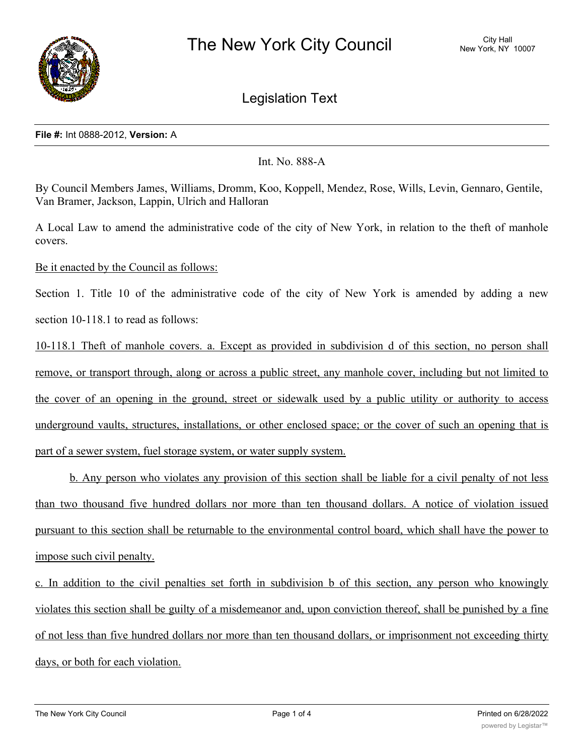# The New York City Council

City Hall
New York, NY 10007

## Legislation Text

**File #:** Int 0888-2012, **Version:** A

Int. No. 888-A

By Council Members James, Williams, Dromm, Koo, Koppell, Mendez, Rose, Wills, Levin, Gennaro, Gentile, Van Bramer, Jackson, Lappin, Ulrich and Halloran

A Local Law to amend the administrative code of the city of New York, in relation to the theft of manhole covers.

Be it enacted by the Council as follows:

Section 1. Title 10 of the administrative code of the city of New York is amended by adding a new section 10-118.1 to read as follows:

10-118.1 Theft of manhole covers. a. Except as provided in subdivision d of this section, no person shall remove, or transport through, along or across a public street, any manhole cover, including but not limited to the cover of an opening in the ground, street or sidewalk used by a public utility or authority to access underground vaults, structures, installations, or other enclosed space; or the cover of such an opening that is part of a sewer system, fuel storage system, or water supply system.

b. Any person who violates any provision of this section shall be liable for a civil penalty of not less than two thousand five hundred dollars nor more than ten thousand dollars. A notice of violation issued pursuant to this section shall be returnable to the environmental control board, which shall have the power to impose such civil penalty.

c. In addition to the civil penalties set forth in subdivision b of this section, any person who knowingly violates this section shall be guilty of a misdemeanor and, upon conviction thereof, shall be punished by a fine of not less than five hundred dollars nor more than ten thousand dollars, or imprisonment not exceeding thirty days, or both for each violation.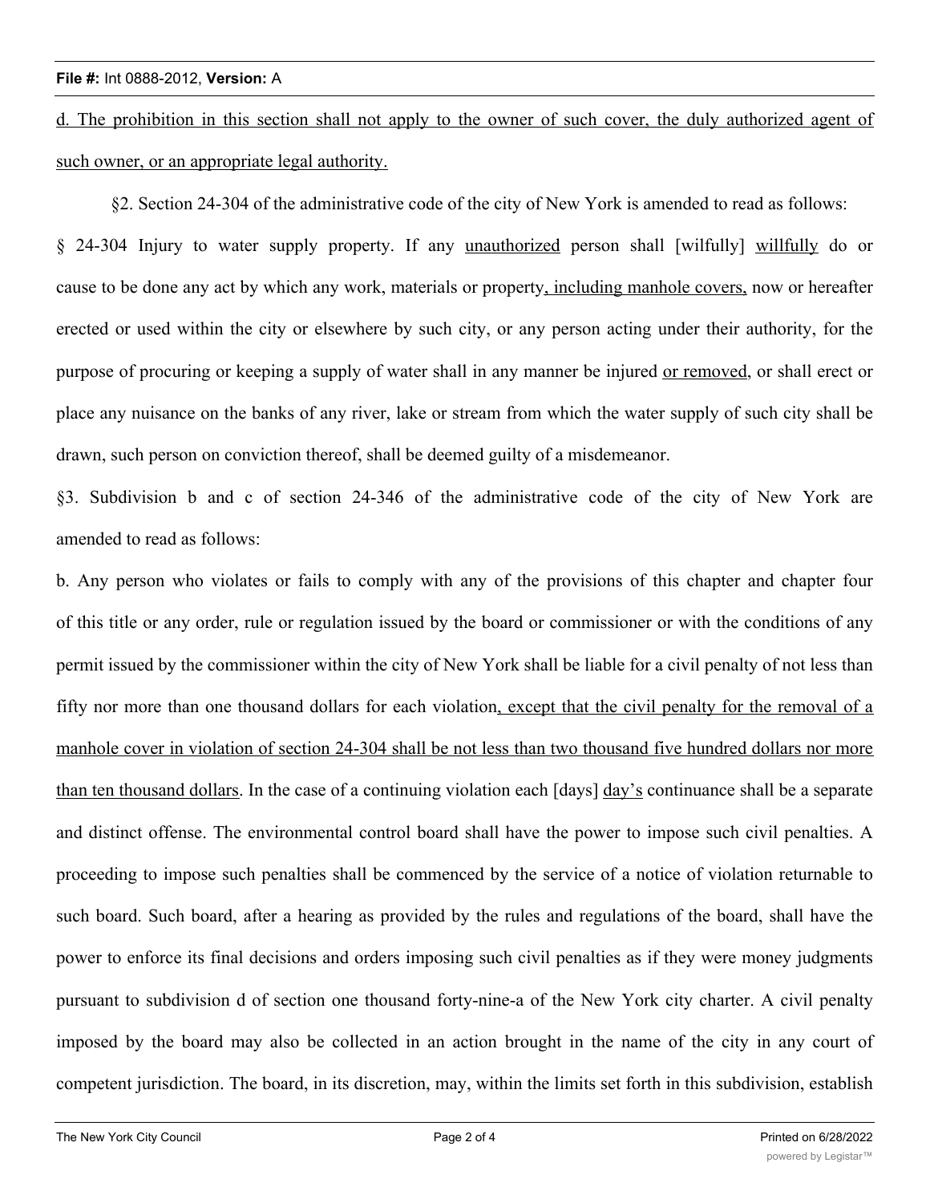d. The prohibition in this section shall not apply to the owner of such cover, the duly authorized agent of such owner, or an appropriate legal authority.

§2. Section 24-304 of the administrative code of the city of New York is amended to read as follows:

§ 24-304 Injury to water supply property. If any unauthorized person shall [wilfully] willfully do or cause to be done any act by which any work, materials or property, including manhole covers, now or hereafter erected or used within the city or elsewhere by such city, or any person acting under their authority, for the purpose of procuring or keeping a supply of water shall in any manner be injured or removed, or shall erect or place any nuisance on the banks of any river, lake or stream from which the water supply of such city shall be drawn, such person on conviction thereof, shall be deemed guilty of a misdemeanor.

§3. Subdivision b and c of section 24-346 of the administrative code of the city of New York are amended to read as follows:

b. Any person who violates or fails to comply with any of the provisions of this chapter and chapter four of this title or any order, rule or regulation issued by the board or commissioner or with the conditions of any permit issued by the commissioner within the city of New York shall be liable for a civil penalty of not less than fifty nor more than one thousand dollars for each violation, except that the civil penalty for the removal of a manhole cover in violation of section 24-304 shall be not less than two thousand five hundred dollars nor more than ten thousand dollars. In the case of a continuing violation each [days] day's continuance shall be a separate and distinct offense. The environmental control board shall have the power to impose such civil penalties. A proceeding to impose such penalties shall be commenced by the service of a notice of violation returnable to such board. Such board, after a hearing as provided by the rules and regulations of the board, shall have the power to enforce its final decisions and orders imposing such civil penalties as if they were money judgments pursuant to subdivision d of section one thousand forty-nine-a of the New York city charter. A civil penalty imposed by the board may also be collected in an action brought in the name of the city in any court of competent jurisdiction. The board, in its discretion, may, within the limits set forth in this subdivision, establish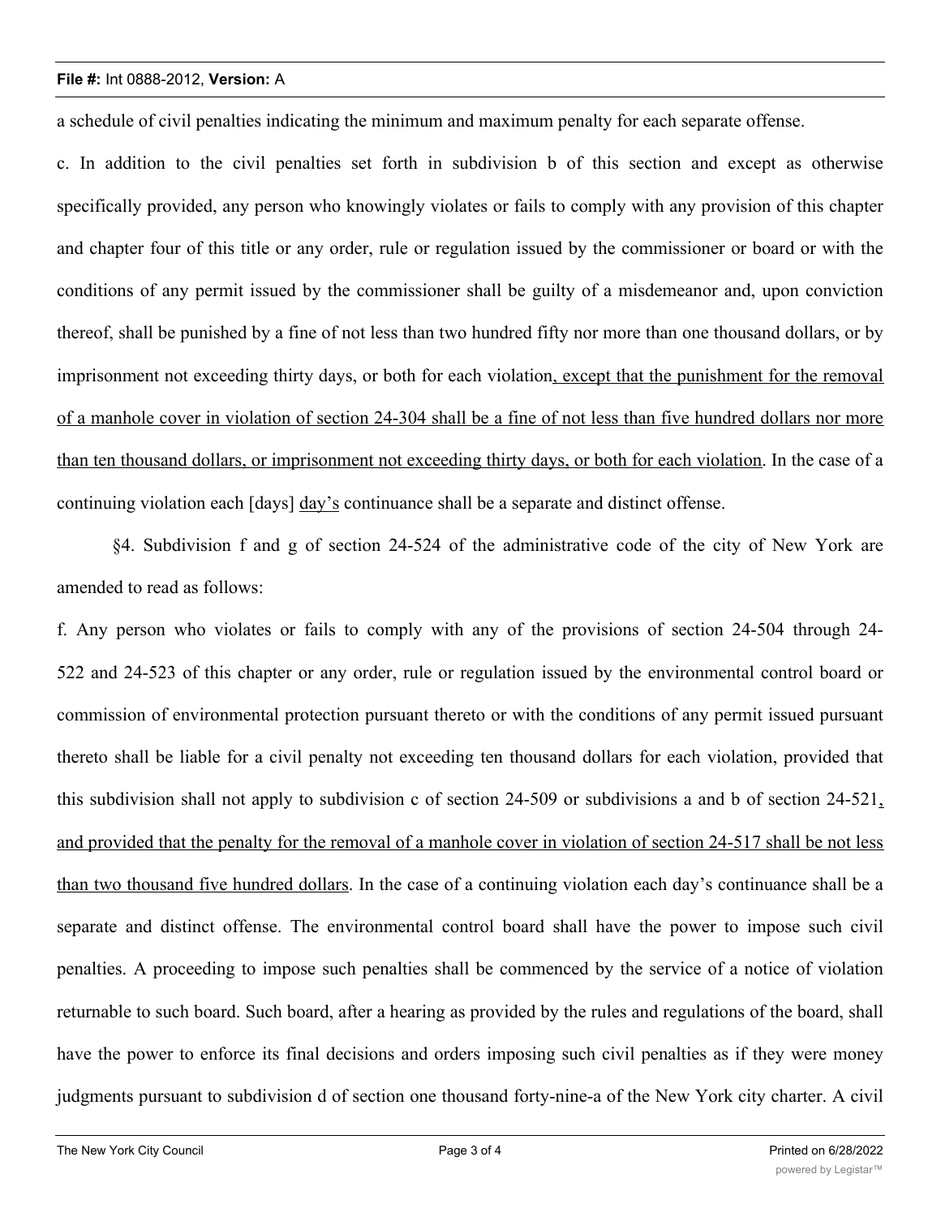a schedule of civil penalties indicating the minimum and maximum penalty for each separate offense.

c. In addition to the civil penalties set forth in subdivision b of this section and except as otherwise specifically provided, any person who knowingly violates or fails to comply with any provision of this chapter and chapter four of this title or any order, rule or regulation issued by the commissioner or board or with the conditions of any permit issued by the commissioner shall be guilty of a misdemeanor and, upon conviction thereof, shall be punished by a fine of not less than two hundred fifty nor more than one thousand dollars, or by imprisonment not exceeding thirty days, or both for each violation<u>, except that the punishment for the removal of a manhole cover in violation of section 24-304 shall be a fine of not less than five hundred dollars nor more than ten thousand dollars, or imprisonment not exceeding thirty days, or both for each violation</u>. In the case of a continuing violation each [days] <u>day's</u> continuance shall be a separate and distinct offense.

§4. Subdivision f and g of section 24-524 of the administrative code of the city of New York are amended to read as follows:

f. Any person who violates or fails to comply with any of the provisions of section 24-504 through 24-522 and 24-523 of this chapter or any order, rule or regulation issued by the environmental control board or commission of environmental protection pursuant thereto or with the conditions of any permit issued pursuant thereto shall be liable for a civil penalty not exceeding ten thousand dollars for each violation, provided that this subdivision shall not apply to subdivision c of section 24-509 or subdivisions a and b of section 24-521<u>, and provided that the penalty for the removal of a manhole cover in violation of section 24-517 shall be not less than two thousand five hundred dollars</u>. In the case of a continuing violation each day's continuance shall be a separate and distinct offense. The environmental control board shall have the power to impose such civil penalties. A proceeding to impose such penalties shall be commenced by the service of a notice of violation returnable to such board. Such board, after a hearing as provided by the rules and regulations of the board, shall have the power to enforce its final decisions and orders imposing such civil penalties as if they were money judgments pursuant to subdivision d of section one thousand forty-nine-a of the New York city charter. A civil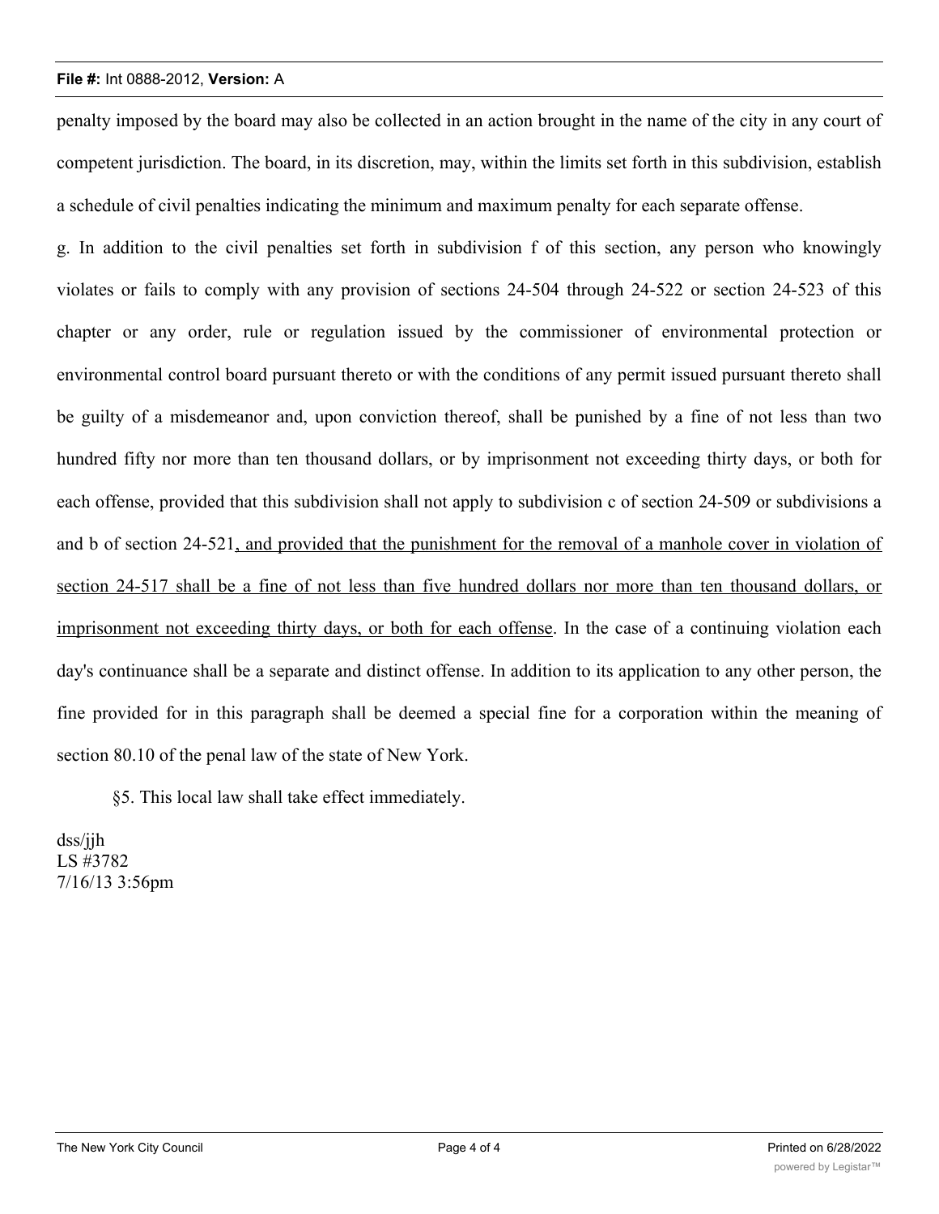penalty imposed by the board may also be collected in an action brought in the name of the city in any court of competent jurisdiction. The board, in its discretion, may, within the limits set forth in this subdivision, establish a schedule of civil penalties indicating the minimum and maximum penalty for each separate offense.

g. In addition to the civil penalties set forth in subdivision f of this section, any person who knowingly violates or fails to comply with any provision of sections 24-504 through 24-522 or section 24-523 of this chapter or any order, rule or regulation issued by the commissioner of environmental protection or environmental control board pursuant thereto or with the conditions of any permit issued pursuant thereto shall be guilty of a misdemeanor and, upon conviction thereof, shall be punished by a fine of not less than two hundred fifty nor more than ten thousand dollars, or by imprisonment not exceeding thirty days, or both for each offense, provided that this subdivision shall not apply to subdivision c of section 24-509 or subdivisions a and b of section 24-521<u>, and provided that the punishment for the removal of a manhole cover in violation of section 24-517 shall be a fine of not less than five hundred dollars nor more than ten thousand dollars, or imprisonment not exceeding thirty days, or both for each offense</u>. In the case of a continuing violation each day's continuance shall be a separate and distinct offense. In addition to its application to any other person, the fine provided for in this paragraph shall be deemed a special fine for a corporation within the meaning of section 80.10 of the penal law of the state of New York.

§5. This local law shall take effect immediately.

dss/jjh
LS #3782
7/16/13 3:56pm